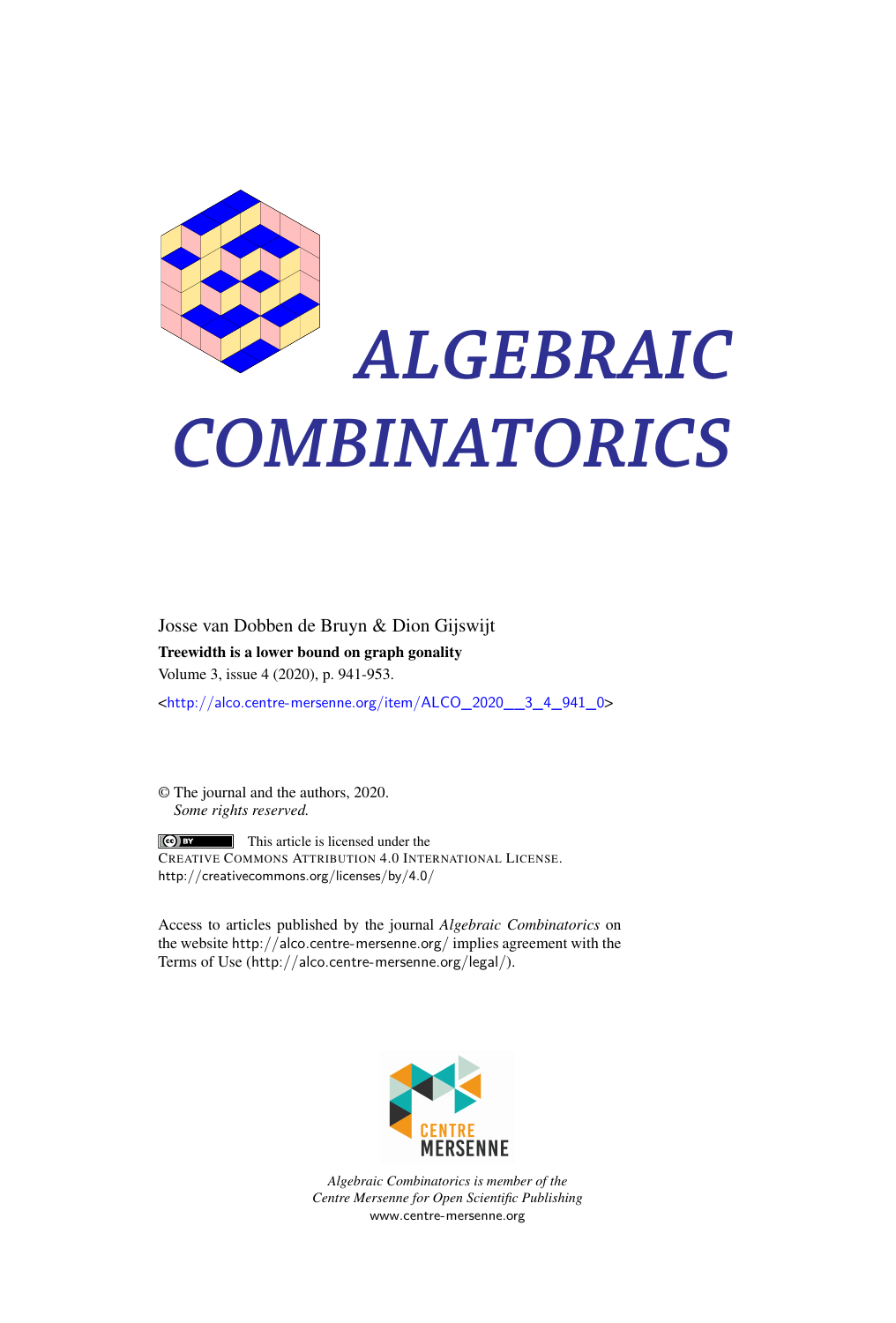# ALGEBRAIC COMBINATORICS

Josse van Dobben de Bruyn & Dion Gijswijt

**Treewidth is a lower bound on graph gonality**

Volume 3, issue 4 (2020), p. 941-953.

<http://alco.centre-mersenne.org/item/ALCO_2020__3_4_941_0>

© The journal and the authors, 2020.
*Some rights reserved.*

This article is licensed under the
CREATIVE COMMONS ATTRIBUTION 4.0 INTERNATIONAL LICENSE.
http://creativecommons.org/licenses/by/4.0/

Access to articles published by the journal *Algebraic Combinatorics* on the website http://alco.centre-mersenne.org/ implies agreement with the Terms of Use (http://alco.centre-mersenne.org/legal/).

CENTRE MERSENNE

*Algebraic Combinatorics is member of the Centre Mersenne for Open Scientific Publishing*
www.centre-mersenne.org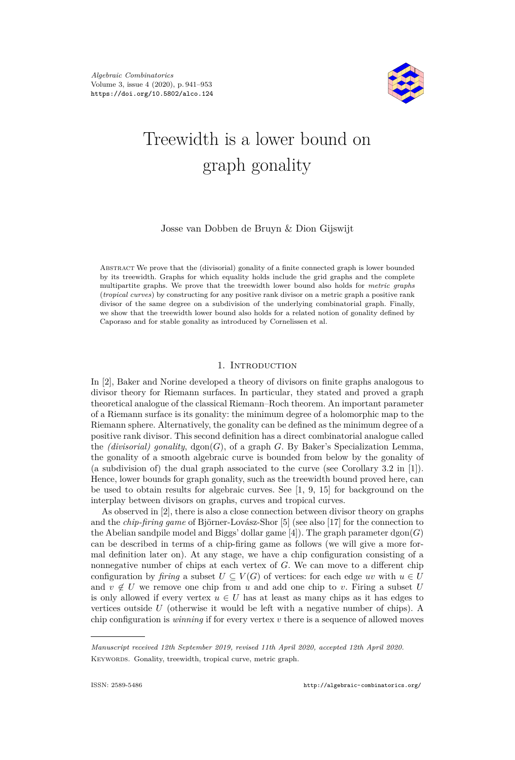*Algebraic Combinatorics*
Volume 3, issue 4 (2020), p. 941–953
https://doi.org/10.5802/alco.124

# Treewidth is a lower bound on graph gonality

Josse van Dobben de Bruyn & Dion Gijswijt

Abstract We prove that the (divisorial) gonality of a finite connected graph is lower bounded by its treewidth. Graphs for which equality holds include the grid graphs and the complete multipartite graphs. We prove that the treewidth lower bound also holds for *metric graphs* (*tropical curves*) by constructing for any positive rank divisor on a metric graph a positive rank divisor of the same degree on a subdivision of the underlying combinatorial graph. Finally, we show that the treewidth lower bound also holds for a related notion of gonality defined by Caporaso and for stable gonality as introduced by Cornelissen et al.

## 1. Introduction

In [2], Baker and Norine developed a theory of divisors on finite graphs analogous to divisor theory for Riemann surfaces. In particular, they stated and proved a graph theoretical analogue of the classical Riemann–Roch theorem. An important parameter of a Riemann surface is its gonality: the minimum degree of a holomorphic map to the Riemann sphere. Alternatively, the gonality can be defined as the minimum degree of a positive rank divisor. This second definition has a direct combinatorial analogue called the *(divisorial) gonality*, $\mathrm{dgon}(G)$, of a graph $G$. By Baker's Specialization Lemma, the gonality of a smooth algebraic curve is bounded from below by the gonality of (a subdivision of) the dual graph associated to the curve (see Corollary 3.2 in [1]). Hence, lower bounds for graph gonality, such as the treewidth bound proved here, can be used to obtain results for algebraic curves. See [1, 9, 15] for background on the interplay between divisors on graphs, curves and tropical curves.

As observed in [2], there is also a close connection between divisor theory on graphs and the *chip-firing game* of Björner-Lovász-Shor [5] (see also [17] for the connection to the Abelian sandpile model and Biggs' dollar game [4]). The graph parameter $\mathrm{dgon}(G)$ can be described in terms of a chip-firing game as follows (we will give a more formal definition later on). At any stage, we have a chip configuration consisting of a nonnegative number of chips at each vertex of $G$. We can move to a different chip configuration by *firing* a subset $U \subseteq V(G)$ of vertices: for each edge $uv$ with $u \in U$ and $v \notin U$ we remove one chip from $u$ and add one chip to $v$. Firing a subset $U$ is only allowed if every vertex $u \in U$ has at least as many chips as it has edges to vertices outside $U$ (otherwise it would be left with a negative number of chips). A chip configuration is *winning* if for every vertex $v$ there is a sequence of allowed moves

*Manuscript received 12th September 2019, revised 11th April 2020, accepted 12th April 2020.*

Keywords. Gonality, treewidth, tropical curve, metric graph.

ISSN: 2589-5486 http://algebraic-combinatorics.org/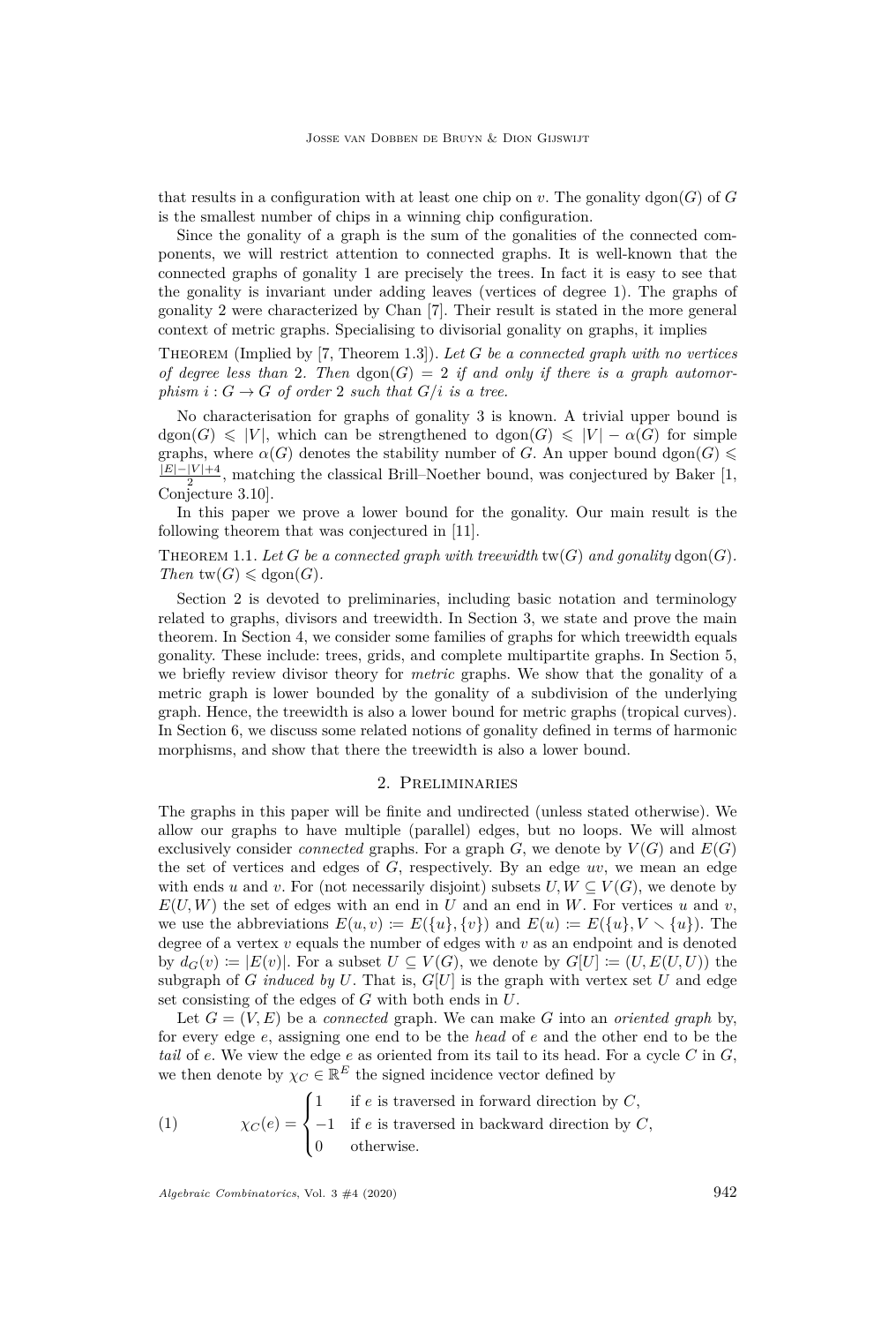that results in a configuration with at least one chip on $v$. The gonality $\mathrm{dgon}(G)$ of $G$ is the smallest number of chips in a winning chip configuration.

Since the gonality of a graph is the sum of the gonalities of the connected components, we will restrict attention to connected graphs. It is well-known that the connected graphs of gonality 1 are precisely the trees. In fact it is easy to see that the gonality is invariant under adding leaves (vertices of degree 1). The graphs of gonality 2 were characterized by Chan [7]. Their result is stated in the more general context of metric graphs. Specialising to divisorial gonality on graphs, it implies

Theorem (Implied by [7, Theorem 1.3]). *Let $G$ be a connected graph with no vertices of degree less than 2. Then $\mathrm{dgon}(G) = 2$ if and only if there is a graph automorphism $i : G \to G$ of order 2 such that $G/i$ is a tree.*

No characterisation for graphs of gonality 3 is known. A trivial upper bound is $\mathrm{dgon}(G) \leqslant |V|$, which can be strengthened to $\mathrm{dgon}(G) \leqslant |V| - \alpha(G)$ for simple graphs, where $\alpha(G)$ denotes the stability number of $G$. An upper bound $\mathrm{dgon}(G) \leqslant \frac{|E|-|V|+4}{2}$, matching the classical Brill–Noether bound, was conjectured by Baker [1, Conjecture 3.10].

In this paper we prove a lower bound for the gonality. Our main result is the following theorem that was conjectured in [11].

Theorem 1.1. *Let $G$ be a connected graph with treewidth $\mathrm{tw}(G)$ and gonality $\mathrm{dgon}(G)$. Then $\mathrm{tw}(G) \leqslant \mathrm{dgon}(G)$.*

Section 2 is devoted to preliminaries, including basic notation and terminology related to graphs, divisors and treewidth. In Section 3, we state and prove the main theorem. In Section 4, we consider some families of graphs for which treewidth equals gonality. These include: trees, grids, and complete multipartite graphs. In Section 5, we briefly review divisor theory for *metric* graphs. We show that the gonality of a metric graph is lower bounded by the gonality of a subdivision of the underlying graph. Hence, the treewidth is also a lower bound for metric graphs (tropical curves). In Section 6, we discuss some related notions of gonality defined in terms of harmonic morphisms, and show that there the treewidth is also a lower bound.

## 2. Preliminaries

The graphs in this paper will be finite and undirected (unless stated otherwise). We allow our graphs to have multiple (parallel) edges, but no loops. We will almost exclusively consider *connected* graphs. For a graph $G$, we denote by $V(G)$ and $E(G)$ the set of vertices and edges of $G$, respectively. By an edge $uv$, we mean an edge with ends $u$ and $v$. For (not necessarily disjoint) subsets $U, W \subseteq V(G)$, we denote by $E(U, W)$ the set of edges with an end in $U$ and an end in $W$. For vertices $u$ and $v$, we use the abbreviations $E(u, v) \coloneqq E(\{u\}, \{v\})$ and $E(u) \coloneqq E(\{u\}, V \smallsetminus \{u\})$. The degree of a vertex $v$ equals the number of edges with $v$ as an endpoint and is denoted by $d_G(v) \coloneqq |E(v)|$. For a subset $U \subseteq V(G)$, we denote by $G[U] \coloneqq (U, E(U, U))$ the subgraph of $G$ *induced by* $U$. That is, $G[U]$ is the graph with vertex set $U$ and edge set consisting of the edges of $G$ with both ends in $U$.

Let $G = (V, E)$ be a *connected* graph. We can make $G$ into an *oriented graph* by, for every edge $e$, assigning one end to be the *head* of $e$ and the other end to be the *tail* of $e$. We view the edge $e$ as oriented from its tail to its head. For a cycle $C$ in $G$, we then denote by $\chi_C \in \mathbb{R}^E$ the signed incidence vector defined by

$$
\chi_C(e) = \begin{cases} 1 & \text{if } e \text{ is traversed in forward direction by } C, \\ -1 & \text{if } e \text{ is traversed in backward direction by } C, \\ 0 & \text{otherwise.} \end{cases} \tag{1}
$$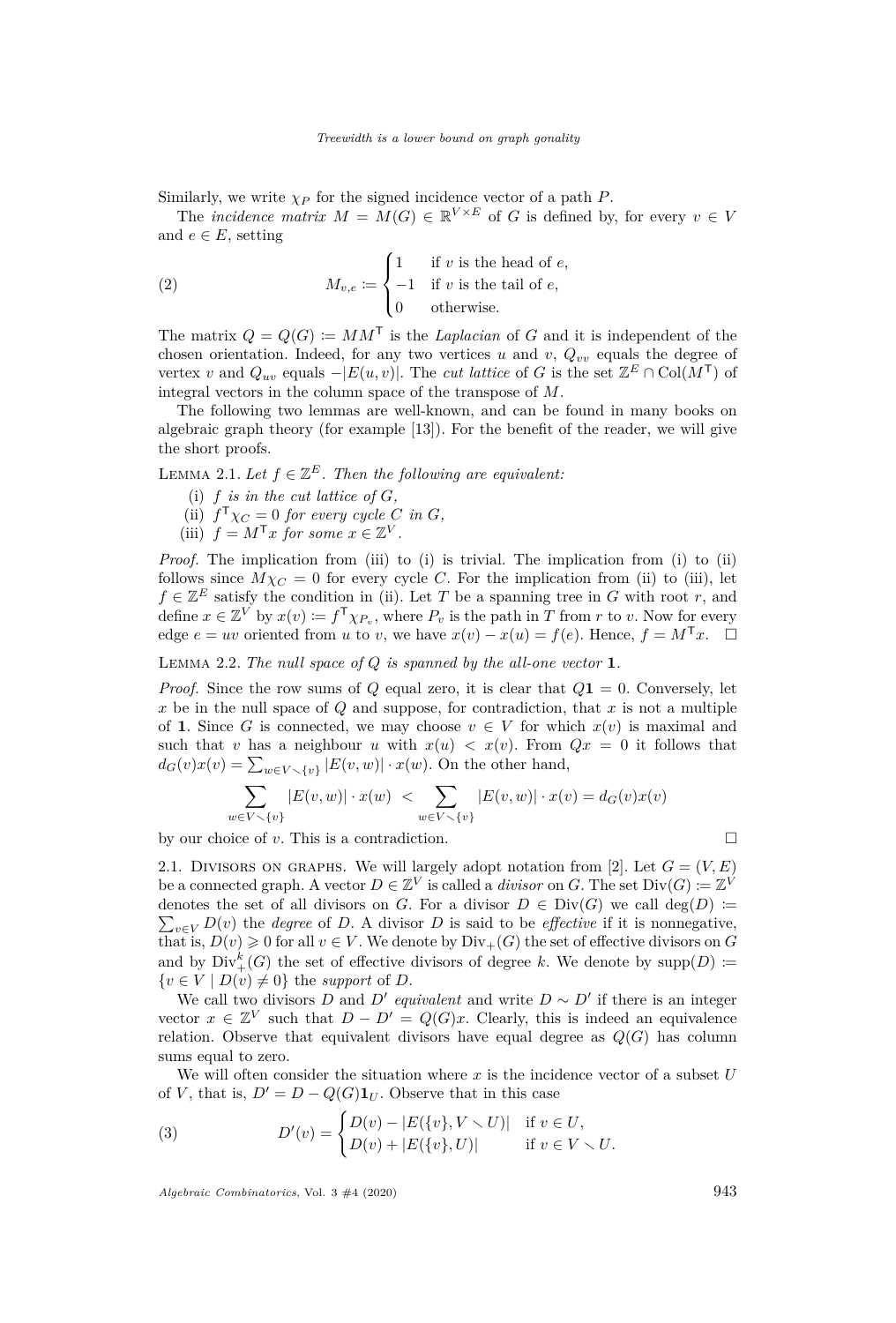Similarly, we write $\chi_P$ for the signed incidence vector of a path $P$.

The *incidence matrix* $M = M(G) \in \mathbb{R}^{V \times E}$ of $G$ is defined by, for every $v \in V$ and $e \in E$, setting

$$M_{v,e} := \begin{cases} 1 & \text{if } v \text{ is the head of } e, \\ -1 & \text{if } v \text{ is the tail of } e, \\ 0 & \text{otherwise.} \end{cases} \tag{2}$$

The matrix $Q = Q(G) := MM^{\mathsf{T}}$ is the *Laplacian* of $G$ and it is independent of the chosen orientation. Indeed, for any two vertices $u$ and $v$, $Q_{vv}$ equals the degree of vertex $v$ and $Q_{uv}$ equals $-|E(u,v)|$. The *cut lattice* of $G$ is the set $\mathbb{Z}^E \cap \mathrm{Col}(M^{\mathsf{T}})$ of integral vectors in the column space of the transpose of $M$.

The following two lemmas are well-known, and can be found in many books on algebraic graph theory (for example [13]). For the benefit of the reader, we will give the short proofs.

Lemma 2.1. *Let $f \in \mathbb{Z}^E$. Then the following are equivalent:*

(i) *$f$ is in the cut lattice of $G$,*
(ii) *$f^{\mathsf{T}}\chi_C = 0$ for every cycle $C$ in $G$,*
(iii) *$f = M^{\mathsf{T}}x$ for some $x \in \mathbb{Z}^V$.*

*Proof.* The implication from (iii) to (i) is trivial. The implication from (i) to (ii) follows since $M\chi_C = 0$ for every cycle $C$. For the implication from (ii) to (iii), let $f \in \mathbb{Z}^E$ satisfy the condition in (ii). Let $T$ be a spanning tree in $G$ with root $r$, and define $x \in \mathbb{Z}^V$ by $x(v) := f^{\mathsf{T}}\chi_{P_v}$, where $P_v$ is the path in $T$ from $r$ to $v$. Now for every edge $e = uv$ oriented from $u$ to $v$, we have $x(v) - x(u) = f(e)$. Hence, $f = M^{\mathsf{T}}x$. □

Lemma 2.2. *The null space of $Q$ is spanned by the all-one vector $\mathbf{1}$.*

*Proof.* Since the row sums of $Q$ equal zero, it is clear that $Q\mathbf{1} = 0$. Conversely, let $x$ be in the null space of $Q$ and suppose, for contradiction, that $x$ is not a multiple of $\mathbf{1}$. Since $G$ is connected, we may choose $v \in V$ for which $x(v)$ is maximal and such that $v$ has a neighbour $u$ with $x(u) < x(v)$. From $Qx = 0$ it follows that $d_G(v)x(v) = \sum_{w \in V \smallsetminus \{v\}} |E(v,w)| \cdot x(w)$. On the other hand,

$$\sum_{w \in V \smallsetminus \{v\}} |E(v,w)| \cdot x(w) \; < \sum_{w \in V \smallsetminus \{v\}} |E(v,w)| \cdot x(v) = d_G(v)x(v)$$

by our choice of $v$. This is a contradiction. □

2.1. Divisors on graphs. We will largely adopt notation from [2]. Let $G = (V,E)$ be a connected graph. A vector $D \in \mathbb{Z}^V$ is called a *divisor* on $G$. The set $\mathrm{Div}(G) := \mathbb{Z}^V$ denotes the set of all divisors on $G$. For a divisor $D \in \mathrm{Div}(G)$ we call $\deg(D) := \sum_{v \in V} D(v)$ the *degree* of $D$. A divisor $D$ is said to be *effective* if it is nonnegative, that is, $D(v) \geqslant 0$ for all $v \in V$. We denote by $\mathrm{Div}_+(G)$ the set of effective divisors on $G$ and by $\mathrm{Div}_+^k(G)$ the set of effective divisors of degree $k$. We denote by $\mathrm{supp}(D) := \{v \in V \mid D(v) \neq 0\}$ the *support* of $D$.

We call two divisors $D$ and $D'$ *equivalent* and write $D \sim D'$ if there is an integer vector $x \in \mathbb{Z}^V$ such that $D - D' = Q(G)x$. Clearly, this is indeed an equivalence relation. Observe that equivalent divisors have equal degree as $Q(G)$ has column sums equal to zero.

We will often consider the situation where $x$ is the incidence vector of a subset $U$ of $V$, that is, $D' = D - Q(G)\mathbf{1}_U$. Observe that in this case

$$D'(v) = \begin{cases} D(v) - |E(\{v\}, V \smallsetminus U)| & \text{if } v \in U, \\ D(v) + |E(\{v\}, U)| & \text{if } v \in V \smallsetminus U. \end{cases} \tag{3}$$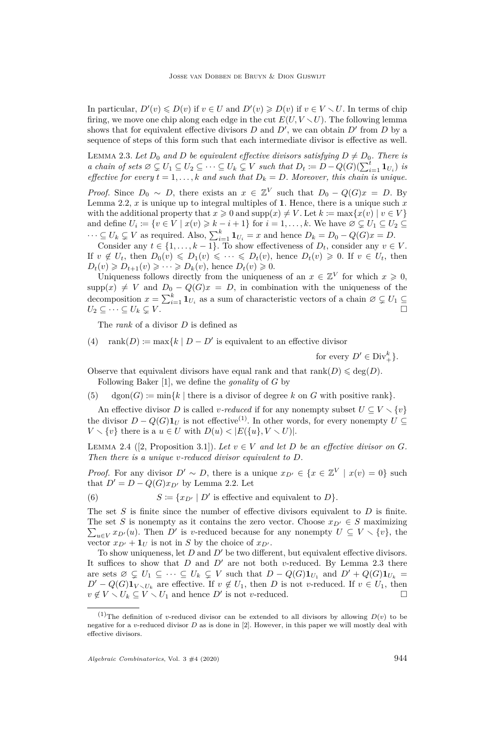In particular, $D'(v) \leqslant D(v)$ if $v \in U$ and $D'(v) \geqslant D(v)$ if $v \in V \setminus U$. In terms of chip firing, we move one chip along each edge in the cut $E(U, V \setminus U)$. The following lemma shows that for equivalent effective divisors $D$ and $D'$, we can obtain $D'$ from $D$ by a sequence of steps of this form such that each intermediate divisor is effective as well.

Lemma 2.3. *Let $D_0$ and $D$ be equivalent effective divisors satisfying $D \neq D_0$. There is a chain of sets $\varnothing \subsetneq U_1 \subseteq U_2 \subseteq \cdots \subseteq U_k \subsetneq V$ such that $D_t := D - Q(G)(\sum_{i=1}^{t} \mathbf{1}_{U_i})$ is effective for every $t = 1, \ldots, k$ and such that $D_k = D$. Moreover, this chain is unique.*

*Proof.* Since $D_0 \sim D$, there exists an $x \in \mathbb{Z}^V$ such that $D_0 - Q(G)x = D$. By Lemma 2.2, $x$ is unique up to integral multiples of $\mathbf{1}$. Hence, there is a unique such $x$ with the additional property that $x \geqslant 0$ and $\operatorname{supp}(x) \neq V$. Let $k := \max\{x(v) \mid v \in V\}$ and define $U_i := \{v \in V \mid x(v) \geqslant k - i + 1\}$ for $i = 1, \ldots, k$. We have $\varnothing \subsetneq U_1 \subseteq U_2 \subseteq \cdots \subseteq U_k \subsetneq V$ as required. Also, $\sum_{i=1}^{k} \mathbf{1}_{U_i} = x$ and hence $D_k = D_0 - Q(G)x = D$.

Consider any $t \in \{1, \ldots, k-1\}$. To show effectiveness of $D_t$, consider any $v \in V$. If $v \notin U_t$, then $D_0(v) \leqslant D_1(v) \leqslant \cdots \leqslant D_t(v)$, hence $D_t(v) \geqslant 0$. If $v \in U_t$, then $D_t(v) \geqslant D_{t+1}(v) \geqslant \cdots \geqslant D_k(v)$, hence $D_t(v) \geqslant 0$.

Uniqueness follows directly from the uniqueness of an $x \in \mathbb{Z}^V$ for which $x \geqslant 0$, $\operatorname{supp}(x) \neq V$ and $D_0 - Q(G)x = D$, in combination with the uniqueness of the decomposition $x = \sum_{i=1}^{k} \mathbf{1}_{U_i}$ as a sum of characteristic vectors of a chain $\varnothing \subsetneq U_1 \subseteq U_2 \subseteq \cdots \subseteq U_k \subsetneq V$. □

The *rank* of a divisor $D$ is defined as

$$\operatorname{rank}(D) := \max\{k \mid D - D' \text{ is equivalent to an effective divisor for every } D' \in \operatorname{Div}_+^k\}. \tag{4}$$

Observe that equivalent divisors have equal rank and that $\operatorname{rank}(D) \leqslant \deg(D)$.

Following Baker [1], we define the *gonality* of $G$ by

$$\operatorname{dgon}(G) := \min\{k \mid \text{there is a divisor of degree } k \text{ on } G \text{ with positive rank}\}. \tag{5}$$

An effective divisor $D$ is called *$v$-reduced* if for any nonempty subset $U \subseteq V \setminus \{v\}$ the divisor $D - Q(G)\mathbf{1}_U$ is not effective[(1)]. In other words, for every nonempty $U \subseteq V \setminus \{v\}$ there is a $u \in U$ with $D(u) < |E(\{u\}, V \setminus U)|$.

Lemma 2.4 ([2, Proposition 3.1]). *Let $v \in V$ and let $D$ be an effective divisor on $G$. Then there is a unique $v$-reduced divisor equivalent to $D$.*

*Proof.* For any divisor $D' \sim D$, there is a unique $x_{D'} \in \{x \in \mathbb{Z}^V \mid x(v) = 0\}$ such that $D' = D - Q(G)x_{D'}$ by Lemma 2.2. Let

$$S := \{x_{D'} \mid D' \text{ is effective and equivalent to } D\}. \tag{6}$$

The set $S$ is finite since the number of effective divisors equivalent to $D$ is finite. The set $S$ is nonempty as it contains the zero vector. Choose $x_{D'} \in S$ maximizing $\sum_{u \in V} x_{D'}(u)$. Then $D'$ is $v$-reduced because for any nonempty $U \subseteq V \setminus \{v\}$, the vector $x_{D'} + \mathbf{1}_U$ is not in $S$ by the choice of $x_{D'}$.

To show uniqueness, let $D$ and $D'$ be two different, but equivalent effective divisors. It suffices to show that $D$ and $D'$ are not both $v$-reduced. By Lemma 2.3 there are sets $\varnothing \subsetneq U_1 \subseteq \cdots \subseteq U_k \subsetneq V$ such that $D - Q(G)\mathbf{1}_{U_1}$ and $D' + Q(G)\mathbf{1}_{U_k} = D' - Q(G)\mathbf{1}_{V \setminus U_k}$ are effective. If $v \notin U_1$, then $D$ is not $v$-reduced. If $v \in U_1$, then $v \notin V \setminus U_k \subseteq V \setminus U_1$ and hence $D'$ is not $v$-reduced. □

---

(1) The definition of $v$-reduced divisor can be extended to all divisors by allowing $D(v)$ to be negative for a $v$-reduced divisor $D$ as is done in [2]. However, in this paper we will mostly deal with effective divisors.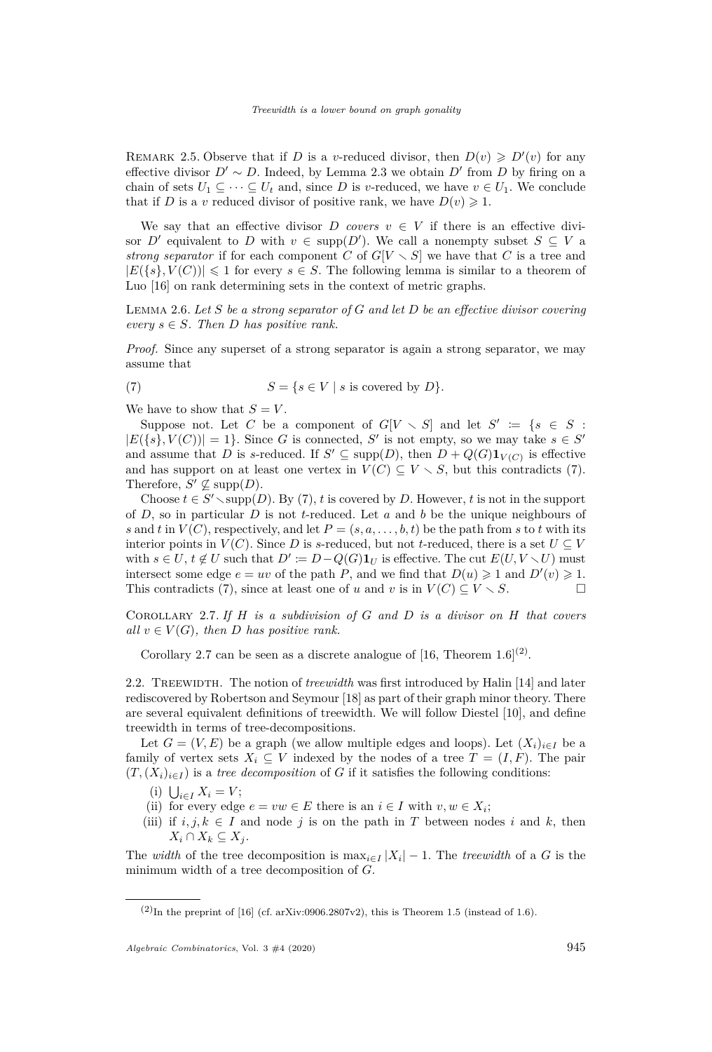Remark 2.5. Observe that if $D$ is a $v$-reduced divisor, then $D(v) \geqslant D'(v)$ for any effective divisor $D' \sim D$. Indeed, by Lemma 2.3 we obtain $D'$ from $D$ by firing on a chain of sets $U_1 \subseteq \cdots \subseteq U_t$ and, since $D$ is $v$-reduced, we have $v \in U_1$. We conclude that if $D$ is a $v$ reduced divisor of positive rank, we have $D(v) \geqslant 1$.

We say that an effective divisor $D$ *covers* $v \in V$ if there is an effective divisor $D'$ equivalent to $D$ with $v \in \operatorname{supp}(D')$. We call a nonempty subset $S \subseteq V$ a *strong separator* if for each component $C$ of $G[V \setminus S]$ we have that $C$ is a tree and $|E(\{s\}, V(C))| \leqslant 1$ for every $s \in S$. The following lemma is similar to a theorem of Luo [16] on rank determining sets in the context of metric graphs.

Lemma 2.6. *Let $S$ be a strong separator of $G$ and let $D$ be an effective divisor covering every $s \in S$. Then $D$ has positive rank.*

*Proof.* Since any superset of a strong separator is again a strong separator, we may assume that

$$S = \{s \in V \mid s \text{ is covered by } D\}. \tag{7}$$

We have to show that $S = V$.

Suppose not. Let $C$ be a component of $G[V \setminus S]$ and let $S' := \{s \in S : |E(\{s\}, V(C))| = 1\}$. Since $G$ is connected, $S'$ is not empty, so we may take $s \in S'$ and assume that $D$ is $s$-reduced. If $S' \subseteq \operatorname{supp}(D)$, then $D + Q(G)\mathbf{1}_{V(C)}$ is effective and has support on at least one vertex in $V(C) \subseteq V \setminus S$, but this contradicts (7). Therefore, $S' \nsubseteq \operatorname{supp}(D)$.

Choose $t \in S' \setminus \operatorname{supp}(D)$. By (7), $t$ is covered by $D$. However, $t$ is not in the support of $D$, so in particular $D$ is not $t$-reduced. Let $a$ and $b$ be the unique neighbours of $s$ and $t$ in $V(C)$, respectively, and let $P = (s, a, \ldots, b, t)$ be the path from $s$ to $t$ with its interior points in $V(C)$. Since $D$ is $s$-reduced, but not $t$-reduced, there is a set $U \subseteq V$ with $s \in U$, $t \notin U$ such that $D' := D - Q(G)\mathbf{1}_U$ is effective. The cut $E(U, V \setminus U)$ must intersect some edge $e = uv$ of the path $P$, and we find that $D(u) \geqslant 1$ and $D'(v) \geqslant 1$. This contradicts (7), since at least one of $u$ and $v$ is in $V(C) \subseteq V \setminus S$. □

Corollary 2.7. *If $H$ is a subdivision of $G$ and $D$ is a divisor on $H$ that covers all $v \in V(G)$, then $D$ has positive rank.*

Corollary 2.7 can be seen as a discrete analogue of [16, Theorem 1.6][(2)].

## 2.2. Treewidth

The notion of *treewidth* was first introduced by Halin [14] and later rediscovered by Robertson and Seymour [18] as part of their graph minor theory. There are several equivalent definitions of treewidth. We will follow Diestel [10], and define treewidth in terms of tree-decompositions.

Let $G = (V, E)$ be a graph (we allow multiple edges and loops). Let $(X_i)_{i \in I}$ be a family of vertex sets $X_i \subseteq V$ indexed by the nodes of a tree $T = (I, F)$. The pair $(T, (X_i)_{i \in I})$ is a *tree decomposition* of $G$ if it satisfies the following conditions:

(i) $\bigcup_{i \in I} X_i = V$;
(ii) for every edge $e = vw \in E$ there is an $i \in I$ with $v, w \in X_i$;
(iii) if $i, j, k \in I$ and node $j$ is on the path in $T$ between nodes $i$ and $k$, then $X_i \cap X_k \subseteq X_j$.

The *width* of the tree decomposition is $\max_{i \in I} |X_i| - 1$. The *treewidth* of a $G$ is the minimum width of a tree decomposition of $G$.

---

(2) In the preprint of [16] (cf. arXiv:0906.2807v2), this is Theorem 1.5 (instead of 1.6).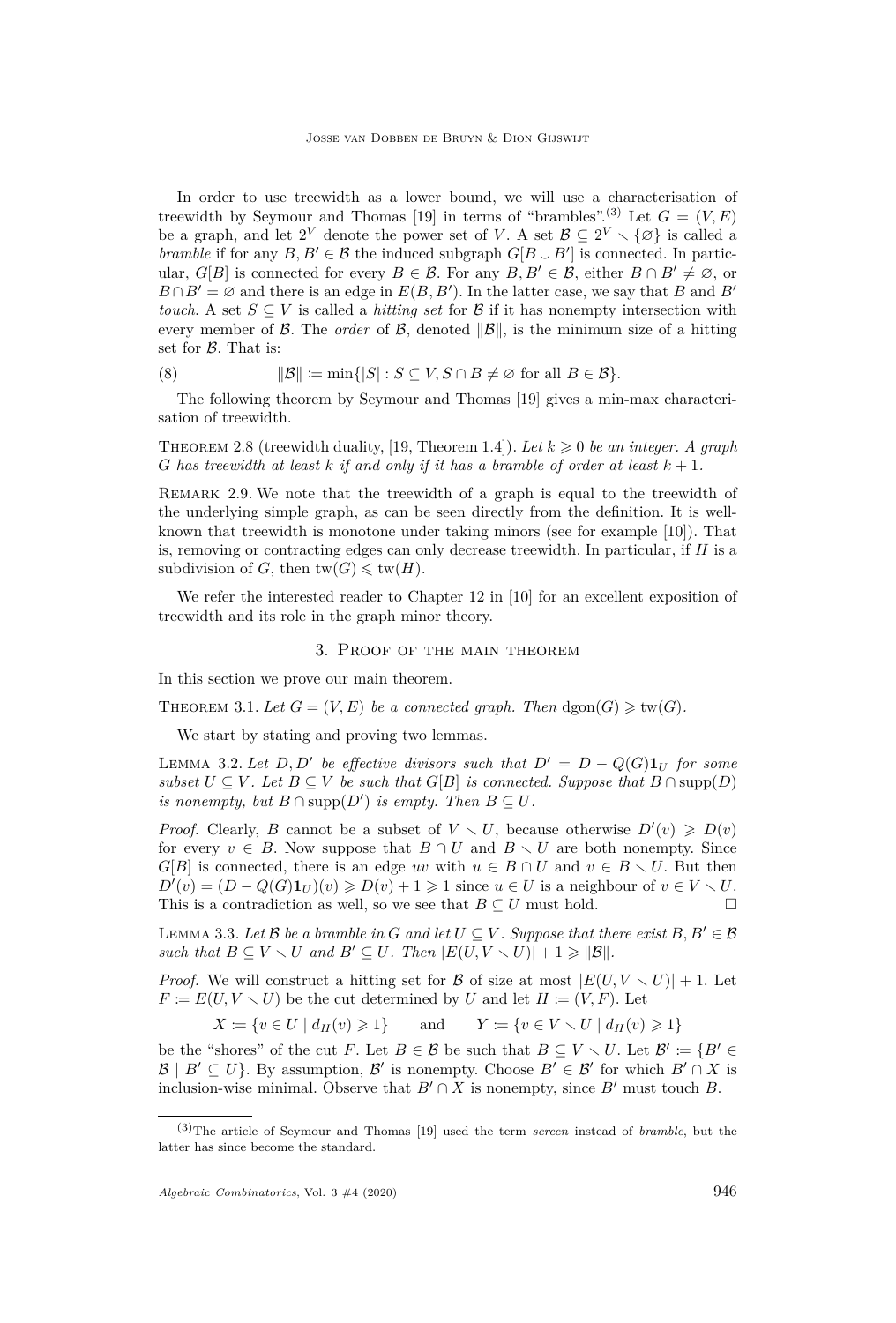In order to use treewidth as a lower bound, we will use a characterisation of treewidth by Seymour and Thomas [19] in terms of "brambles".[(3)] Let $G = (V, E)$ be a graph, and let $2^V$ denote the power set of $V$. A set $\mathcal{B} \subseteq 2^V \smallsetminus \{\varnothing\}$ is called a *bramble* if for any $B, B' \in \mathcal{B}$ the induced subgraph $G[B \cup B']$ is connected. In particular, $G[B]$ is connected for every $B \in \mathcal{B}$. For any $B, B' \in \mathcal{B}$, either $B \cap B' \neq \varnothing$, or $B \cap B' = \varnothing$ and there is an edge in $E(B, B')$. In the latter case, we say that $B$ and $B'$ *touch*. A set $S \subseteq V$ is called a *hitting set* for $\mathcal{B}$ if it has nonempty intersection with every member of $\mathcal{B}$. The *order* of $\mathcal{B}$, denoted $\|\mathcal{B}\|$, is the minimum size of a hitting set for $\mathcal{B}$. That is:

$$\|\mathcal{B}\| \coloneqq \min\{|S| : S \subseteq V, S \cap B \neq \varnothing \text{ for all } B \in \mathcal{B}\}. \tag{8}$$

The following theorem by Seymour and Thomas [19] gives a min-max characterisation of treewidth.

Theorem 2.8 (treewidth duality, [19, Theorem 1.4]). *Let $k \geqslant 0$ be an integer. A graph $G$ has treewidth at least $k$ if and only if it has a bramble of order at least $k + 1$.*

Remark 2.9. We note that the treewidth of a graph is equal to the treewidth of the underlying simple graph, as can be seen directly from the definition. It is well-known that treewidth is monotone under taking minors (see for example [10]). That is, removing or contracting edges can only decrease treewidth. In particular, if $H$ is a subdivision of $G$, then $\operatorname{tw}(G) \leqslant \operatorname{tw}(H)$.

We refer the interested reader to Chapter 12 in [10] for an excellent exposition of treewidth and its role in the graph minor theory.

## 3. Proof of the main theorem

In this section we prove our main theorem.

Theorem 3.1. *Let $G = (V, E)$ be a connected graph. Then $\operatorname{dgon}(G) \geqslant \operatorname{tw}(G)$.*

We start by stating and proving two lemmas.

Lemma 3.2. *Let $D, D'$ be effective divisors such that $D' = D - Q(G)\mathbf{1}_U$ for some subset $U \subseteq V$. Let $B \subseteq V$ be such that $G[B]$ is connected. Suppose that $B \cap \operatorname{supp}(D)$ is nonempty, but $B \cap \operatorname{supp}(D')$ is empty. Then $B \subseteq U$.*

*Proof.* Clearly, $B$ cannot be a subset of $V \smallsetminus U$, because otherwise $D'(v) \geqslant D(v)$ for every $v \in B$. Now suppose that $B \cap U$ and $B \smallsetminus U$ are both nonempty. Since $G[B]$ is connected, there is an edge $uv$ with $u \in B \cap U$ and $v \in B \smallsetminus U$. But then $D'(v) = (D - Q(G)\mathbf{1}_U)(v) \geqslant D(v) + 1 \geqslant 1$ since $u \in U$ is a neighbour of $v \in V \smallsetminus U$. This is a contradiction as well, so we see that $B \subseteq U$ must hold. $\square$

Lemma 3.3. *Let $\mathcal{B}$ be a bramble in $G$ and let $U \subseteq V$. Suppose that there exist $B, B' \in \mathcal{B}$ such that $B \subseteq V \smallsetminus U$ and $B' \subseteq U$. Then $|E(U, V \smallsetminus U)| + 1 \geqslant \|\mathcal{B}\|$.*

*Proof.* We will construct a hitting set for $\mathcal{B}$ of size at most $|E(U, V \smallsetminus U)| + 1$. Let $F \coloneqq E(U, V \smallsetminus U)$ be the cut determined by $U$ and let $H \coloneqq (V, F)$. Let

$$X \coloneqq \{v \in U \mid d_H(v) \geqslant 1\} \qquad \text{and} \qquad Y \coloneqq \{v \in V \smallsetminus U \mid d_H(v) \geqslant 1\}$$

be the "shores" of the cut $F$. Let $B \in \mathcal{B}$ be such that $B \subseteq V \smallsetminus U$. Let $\mathcal{B}' \coloneqq \{B' \in \mathcal{B} \mid B' \subseteq U\}$. By assumption, $\mathcal{B}'$ is nonempty. Choose $B' \in \mathcal{B}'$ for which $B' \cap X$ is inclusion-wise minimal. Observe that $B' \cap X$ is nonempty, since $B'$ must touch $B$.

---

(3) The article of Seymour and Thomas [19] used the term *screen* instead of *bramble*, but the latter has since become the standard.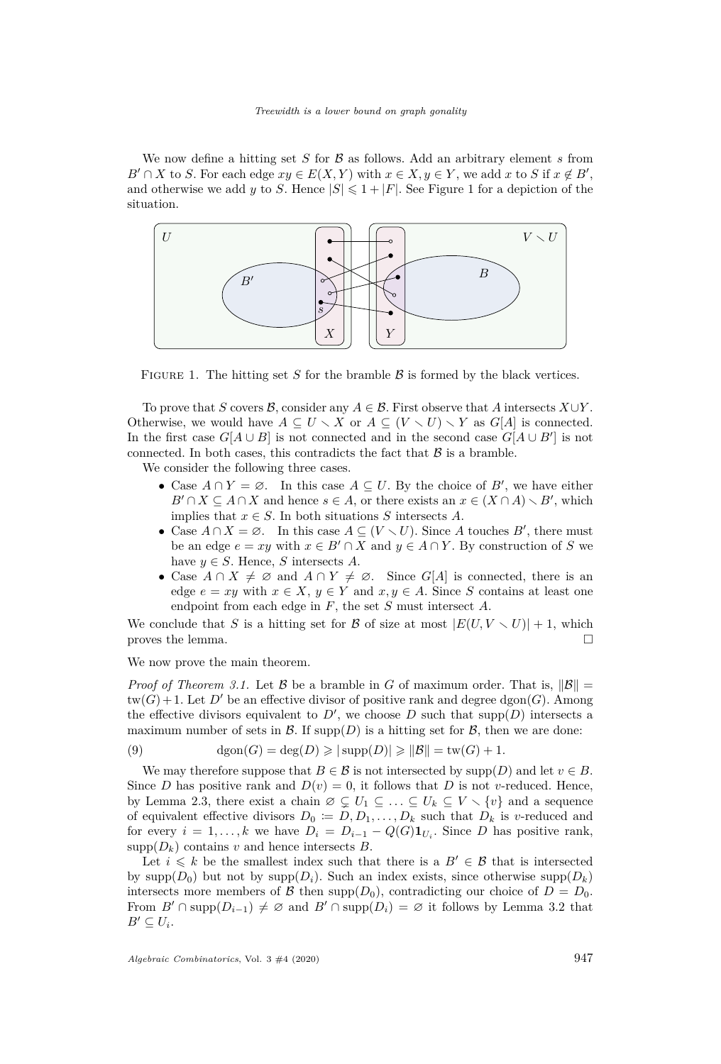We now define a hitting set $S$ for $\mathcal{B}$ as follows. Add an arbitrary element $s$ from $B' \cap X$ to $S$. For each edge $xy \in E(X,Y)$ with $x \in X, y \in Y$, we add $x$ to $S$ if $x \notin B'$, and otherwise we add $y$ to $S$. Hence $|S| \leqslant 1 + |F|$. See Figure 1 for a depiction of the situation.

Figure 1. The hitting set $S$ for the bramble $\mathcal{B}$ is formed by the black vertices.

To prove that $S$ covers $\mathcal{B}$, consider any $A \in \mathcal{B}$. First observe that $A$ intersects $X \cup Y$. Otherwise, we would have $A \subseteq U \smallsetminus X$ or $A \subseteq (V \smallsetminus U) \smallsetminus Y$ as $G[A]$ is connected. In the first case $G[A \cup B]$ is not connected and in the second case $G[A \cup B']$ is not connected. In both cases, this contradicts the fact that $\mathcal{B}$ is a bramble.

We consider the following three cases.

- Case $A \cap Y = \varnothing$. In this case $A \subseteq U$. By the choice of $B'$, we have either $B' \cap X \subseteq A \cap X$ and hence $s \in A$, or there exists an $x \in (X \cap A) \smallsetminus B'$, which implies that $x \in S$. In both situations $S$ intersects $A$.
- Case $A \cap X = \varnothing$. In this case $A \subseteq (V \smallsetminus U)$. Since $A$ touches $B'$, there must be an edge $e = xy$ with $x \in B' \cap X$ and $y \in A \cap Y$. By construction of $S$ we have $y \in S$. Hence, $S$ intersects $A$.
- Case $A \cap X \neq \varnothing$ and $A \cap Y \neq \varnothing$. Since $G[A]$ is connected, there is an edge $e = xy$ with $x \in X$, $y \in Y$ and $x, y \in A$. Since $S$ contains at least one endpoint from each edge in $F$, the set $S$ must intersect $A$.

We conclude that $S$ is a hitting set for $\mathcal{B}$ of size at most $|E(U, V \smallsetminus U)| + 1$, which proves the lemma. □

We now prove the main theorem.

*Proof of Theorem 3.1.* Let $\mathcal{B}$ be a bramble in $G$ of maximum order. That is, $\|\mathcal{B}\| = \operatorname{tw}(G)+1$. Let $D'$ be an effective divisor of positive rank and degree $\operatorname{dgon}(G)$. Among the effective divisors equivalent to $D'$, we choose $D$ such that $\operatorname{supp}(D)$ intersects a maximum number of sets in $\mathcal{B}$. If $\operatorname{supp}(D)$ is a hitting set for $\mathcal{B}$, then we are done:

$$\operatorname{dgon}(G) = \deg(D) \geqslant |\operatorname{supp}(D)| \geqslant \|\mathcal{B}\| = \operatorname{tw}(G) + 1. \tag{9}$$

We may therefore suppose that $B \in \mathcal{B}$ is not intersected by $\operatorname{supp}(D)$ and let $v \in B$. Since $D$ has positive rank and $D(v) = 0$, it follows that $D$ is not $v$-reduced. Hence, by Lemma 2.3, there exist a chain $\varnothing \subsetneq U_1 \subseteq \ldots \subseteq U_k \subseteq V \smallsetminus \{v\}$ and a sequence of equivalent effective divisors $D_0 := D, D_1, \ldots, D_k$ such that $D_k$ is $v$-reduced and for every $i = 1, \ldots, k$ we have $D_i = D_{i-1} - Q(G)\mathbf{1}_{U_i}$. Since $D$ has positive rank, $\operatorname{supp}(D_k)$ contains $v$ and hence intersects $B$.

Let $i \leqslant k$ be the smallest index such that there is a $B' \in \mathcal{B}$ that is intersected by $\operatorname{supp}(D_0)$ but not by $\operatorname{supp}(D_i)$. Such an index exists, since otherwise $\operatorname{supp}(D_k)$ intersects more members of $\mathcal{B}$ then $\operatorname{supp}(D_0)$, contradicting our choice of $D = D_0$. From $B' \cap \operatorname{supp}(D_{i-1}) \neq \varnothing$ and $B' \cap \operatorname{supp}(D_i) = \varnothing$ it follows by Lemma 3.2 that $B' \subseteq U_i$.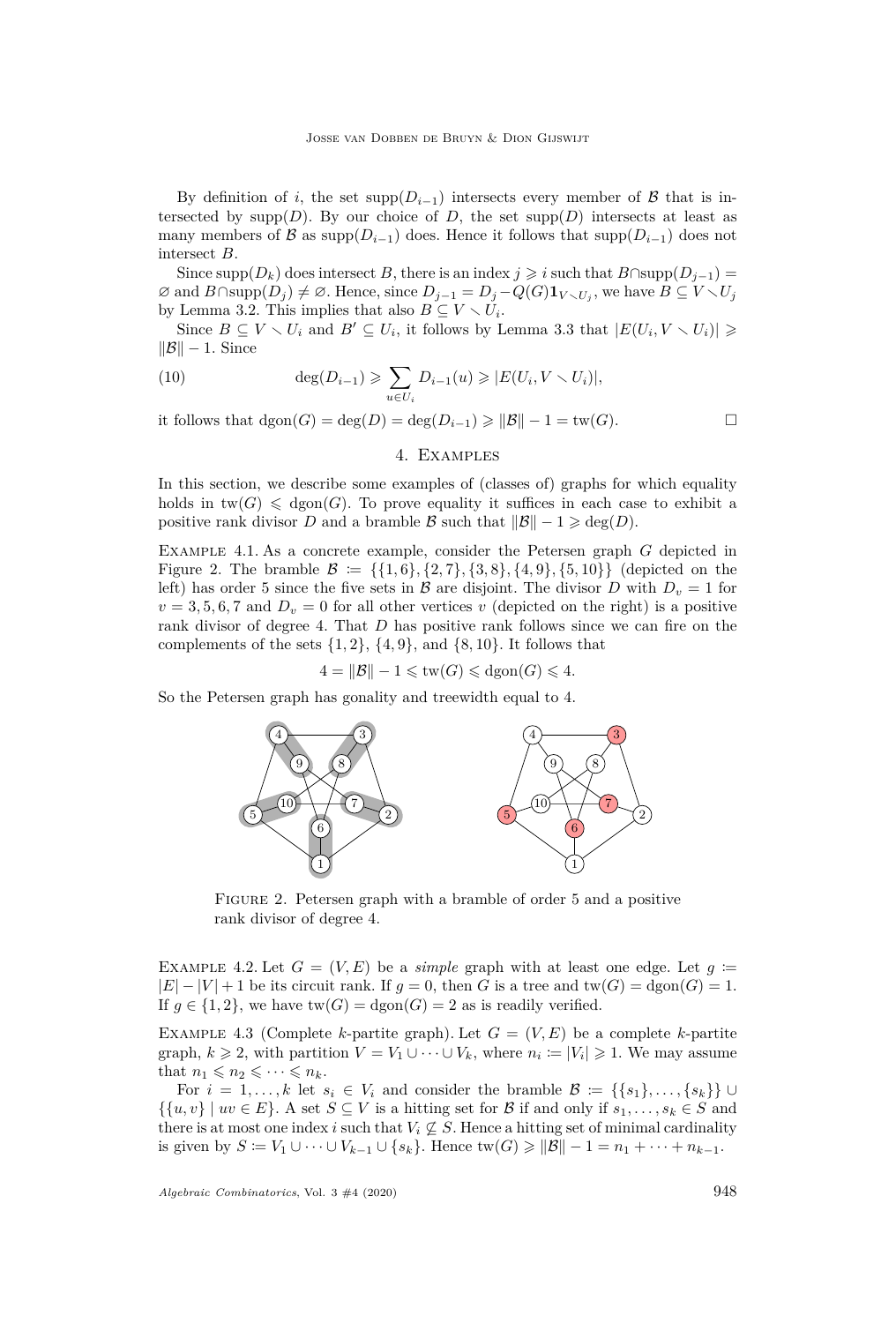By definition of $i$, the set $\mathrm{supp}(D_{i-1})$ intersects every member of $\mathcal{B}$ that is intersected by $\mathrm{supp}(D)$. By our choice of $D$, the set $\mathrm{supp}(D)$ intersects at least as many members of $\mathcal{B}$ as $\mathrm{supp}(D_{i-1})$ does. Hence it follows that $\mathrm{supp}(D_{i-1})$ does not intersect $B$.

Since $\mathrm{supp}(D_k)$ does intersect $B$, there is an index $j \geqslant i$ such that $B \cap \mathrm{supp}(D_{j-1}) = \varnothing$ and $B \cap \mathrm{supp}(D_j) \neq \varnothing$. Hence, since $D_{j-1} = D_j - Q(G)\mathbf{1}_{V \smallsetminus U_j}$, we have $B \subseteq V \smallsetminus U_j$ by Lemma 3.2. This implies that also $B \subseteq V \smallsetminus U_i$.

Since $B \subseteq V \smallsetminus U_i$ and $B' \subseteq U_i$, it follows by Lemma 3.3 that $|E(U_i, V \smallsetminus U_i)| \geqslant \|\mathcal{B}\| - 1$. Since

$$\deg(D_{i-1}) \geqslant \sum_{u \in U_i} D_{i-1}(u) \geqslant |E(U_i, V \smallsetminus U_i)|, \tag{10}$$

it follows that $\mathrm{dgon}(G) = \deg(D) = \deg(D_{i-1}) \geqslant \|\mathcal{B}\| - 1 = \mathrm{tw}(G)$. $\square$

## 4. Examples

In this section, we describe some examples of (classes of) graphs for which equality holds in $\mathrm{tw}(G) \leqslant \mathrm{dgon}(G)$. To prove equality it suffices in each case to exhibit a positive rank divisor $D$ and a bramble $\mathcal{B}$ such that $\|\mathcal{B}\| - 1 \geqslant \deg(D)$.

Example 4.1. As a concrete example, consider the Petersen graph $G$ depicted in Figure 2. The bramble $\mathcal{B} \coloneqq \{\{1,6\},\{2,7\},\{3,8\},\{4,9\},\{5,10\}\}$ (depicted on the left) has order 5 since the five sets in $\mathcal{B}$ are disjoint. The divisor $D$ with $D_v = 1$ for $v = 3, 5, 6, 7$ and $D_v = 0$ for all other vertices $v$ (depicted on the right) is a positive rank divisor of degree 4. That $D$ has positive rank follows since we can fire on the complements of the sets $\{1,2\}$, $\{4,9\}$, and $\{8,10\}$. It follows that

$$4 = \|\mathcal{B}\| - 1 \leqslant \mathrm{tw}(G) \leqslant \mathrm{dgon}(G) \leqslant 4.$$

So the Petersen graph has gonality and treewidth equal to 4.

Figure 2. Petersen graph with a bramble of order 5 and a positive rank divisor of degree 4.

Example 4.2. Let $G = (V, E)$ be a *simple* graph with at least one edge. Let $g \coloneqq |E| - |V| + 1$ be its circuit rank. If $g = 0$, then $G$ is a tree and $\mathrm{tw}(G) = \mathrm{dgon}(G) = 1$. If $g \in \{1, 2\}$, we have $\mathrm{tw}(G) = \mathrm{dgon}(G) = 2$ as is readily verified.

Example 4.3 (Complete $k$-partite graph). Let $G = (V, E)$ be a complete $k$-partite graph, $k \geqslant 2$, with partition $V = V_1 \cup \cdots \cup V_k$, where $n_i \coloneqq |V_i| \geqslant 1$. We may assume that $n_1 \leqslant n_2 \leqslant \cdots \leqslant n_k$.

For $i = 1, \ldots, k$ let $s_i \in V_i$ and consider the bramble $\mathcal{B} \coloneqq \{\{s_1\}, \ldots, \{s_k\}\} \cup \{\{u, v\} \mid uv \in E\}$. A set $S \subseteq V$ is a hitting set for $\mathcal{B}$ if and only if $s_1, \ldots, s_k \in S$ and there is at most one index $i$ such that $V_i \not\subseteq S$. Hence a hitting set of minimal cardinality is given by $S \coloneqq V_1 \cup \cdots \cup V_{k-1} \cup \{s_k\}$. Hence $\mathrm{tw}(G) \geqslant \|\mathcal{B}\| - 1 = n_1 + \cdots + n_{k-1}$.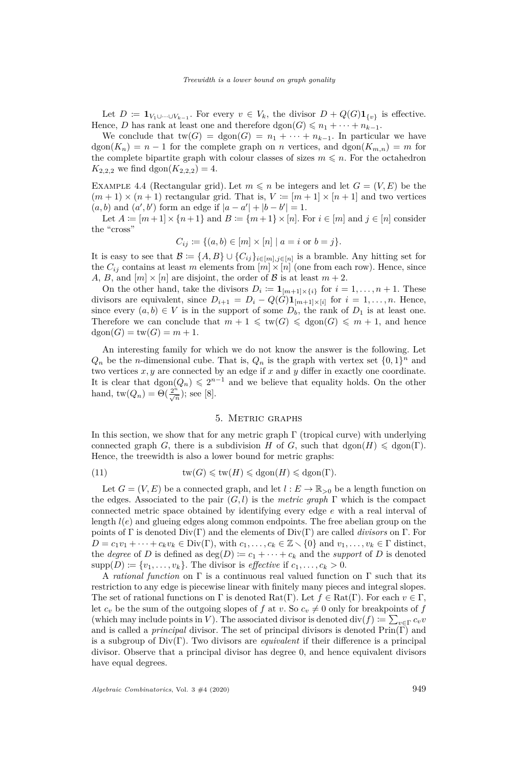Let $D := \mathbf{1}_{V_1 \cup \cdots \cup V_{k-1}}$. For every $v \in V_k$, the divisor $D + Q(G)\mathbf{1}_{\{v\}}$ is effective. Hence, $D$ has rank at least one and therefore $\operatorname{dgon}(G) \leqslant n_1 + \cdots + n_{k-1}$.

We conclude that $\operatorname{tw}(G) = \operatorname{dgon}(G) = n_1 + \cdots + n_{k-1}$. In particular we have $\operatorname{dgon}(K_n) = n - 1$ for the complete graph on $n$ vertices, and $\operatorname{dgon}(K_{m,n}) = m$ for the complete bipartite graph with colour classes of sizes $m \leqslant n$. For the octahedron $K_{2,2,2}$ we find $\operatorname{dgon}(K_{2,2,2}) = 4$.

Example 4.4 (Rectangular grid). Let $m \leqslant n$ be integers and let $G = (V, E)$ be the $(m+1) \times (n+1)$ rectangular grid. That is, $V := [m+1] \times [n+1]$ and two vertices $(a, b)$ and $(a', b')$ form an edge if $|a - a'| + |b - b'| = 1$.

Let $A := [m+1] \times \{n+1\}$ and $B := \{m+1\} \times [n]$. For $i \in [m]$ and $j \in [n]$ consider the "cross"

$$C_{ij} := \{(a, b) \in [m] \times [n] \mid a = i \text{ or } b = j\}.$$

It is easy to see that $\mathcal{B} := \{A, B\} \cup \{C_{ij}\}_{i \in [m], j \in [n]}$ is a bramble. Any hitting set for the $C_{ij}$ contains at least $m$ elements from $[m] \times [n]$ (one from each row). Hence, since $A$, $B$, and $[m] \times [n]$ are disjoint, the order of $\mathcal{B}$ is at least $m + 2$.

On the other hand, take the divisors $D_i := \mathbf{1}_{[m+1] \times \{i\}}$ for $i = 1, \ldots, n+1$. These divisors are equivalent, since $D_{i+1} = D_i - Q(G)\mathbf{1}_{[m+1] \times [i]}$ for $i = 1, \ldots, n$. Hence, since every $(a, b) \in V$ is in the support of some $D_b$, the rank of $D_1$ is at least one. Therefore we can conclude that $m + 1 \leqslant \operatorname{tw}(G) \leqslant \operatorname{dgon}(G) \leqslant m + 1$, and hence $\operatorname{dgon}(G) = \operatorname{tw}(G) = m + 1$.

An interesting family for which we do not know the answer is the following. Let $Q_n$ be the $n$-dimensional cube. That is, $Q_n$ is the graph with vertex set $\{0, 1\}^n$ and two vertices $x, y$ are connected by an edge if $x$ and $y$ differ in exactly one coordinate. It is clear that $\operatorname{dgon}(Q_n) \leqslant 2^{n-1}$ and we believe that equality holds. On the other hand, $\operatorname{tw}(Q_n) = \Theta(\frac{2^n}{\sqrt{n}})$; see [8].

## 5. Metric graphs

In this section, we show that for any metric graph $\Gamma$ (tropical curve) with underlying connected graph $G$, there is a subdivision $H$ of $G$, such that $\operatorname{dgon}(H) \leqslant \operatorname{dgon}(\Gamma)$. Hence, the treewidth is also a lower bound for metric graphs:

$$\operatorname{tw}(G) \leqslant \operatorname{tw}(H) \leqslant \operatorname{dgon}(H) \leqslant \operatorname{dgon}(\Gamma). \tag{11}$$

Let $G = (V, E)$ be a connected graph, and let $l : E \to \mathbb{R}_{>0}$ be a length function on the edges. Associated to the pair $(G, l)$ is the *metric graph* $\Gamma$ which is the compact connected metric space obtained by identifying every edge $e$ with a real interval of length $l(e)$ and glueing edges along common endpoints. The free abelian group on the points of $\Gamma$ is denoted $\operatorname{Div}(\Gamma)$ and the elements of $\operatorname{Div}(\Gamma)$ are called *divisors* on $\Gamma$. For $D = c_1 v_1 + \cdots + c_k v_k \in \operatorname{Div}(\Gamma)$, with $c_1, \ldots, c_k \in \mathbb{Z} \setminus \{0\}$ and $v_1, \ldots, v_k \in \Gamma$ distinct, the *degree* of $D$ is defined as $\deg(D) := c_1 + \cdots + c_k$ and the *support* of $D$ is denoted $\operatorname{supp}(D) := \{v_1, \ldots, v_k\}$. The divisor is *effective* if $c_1, \ldots, c_k > 0$.

A *rational function* on $\Gamma$ is a continuous real valued function on $\Gamma$ such that its restriction to any edge is piecewise linear with finitely many pieces and integral slopes. The set of rational functions on $\Gamma$ is denoted $\operatorname{Rat}(\Gamma)$. Let $f \in \operatorname{Rat}(\Gamma)$. For each $v \in \Gamma$, let $c_v$ be the sum of the outgoing slopes of $f$ at $v$. So $c_v \neq 0$ only for breakpoints of $f$ (which may include points in $V$). The associated divisor is denoted $\operatorname{div}(f) := \sum_{v \in \Gamma} c_v v$ and is called a *principal* divisor. The set of principal divisors is denoted $\operatorname{Prin}(\Gamma)$ and is a subgroup of $\operatorname{Div}(\Gamma)$. Two divisors are *equivalent* if their difference is a principal divisor. Observe that a principal divisor has degree 0, and hence equivalent divisors have equal degrees.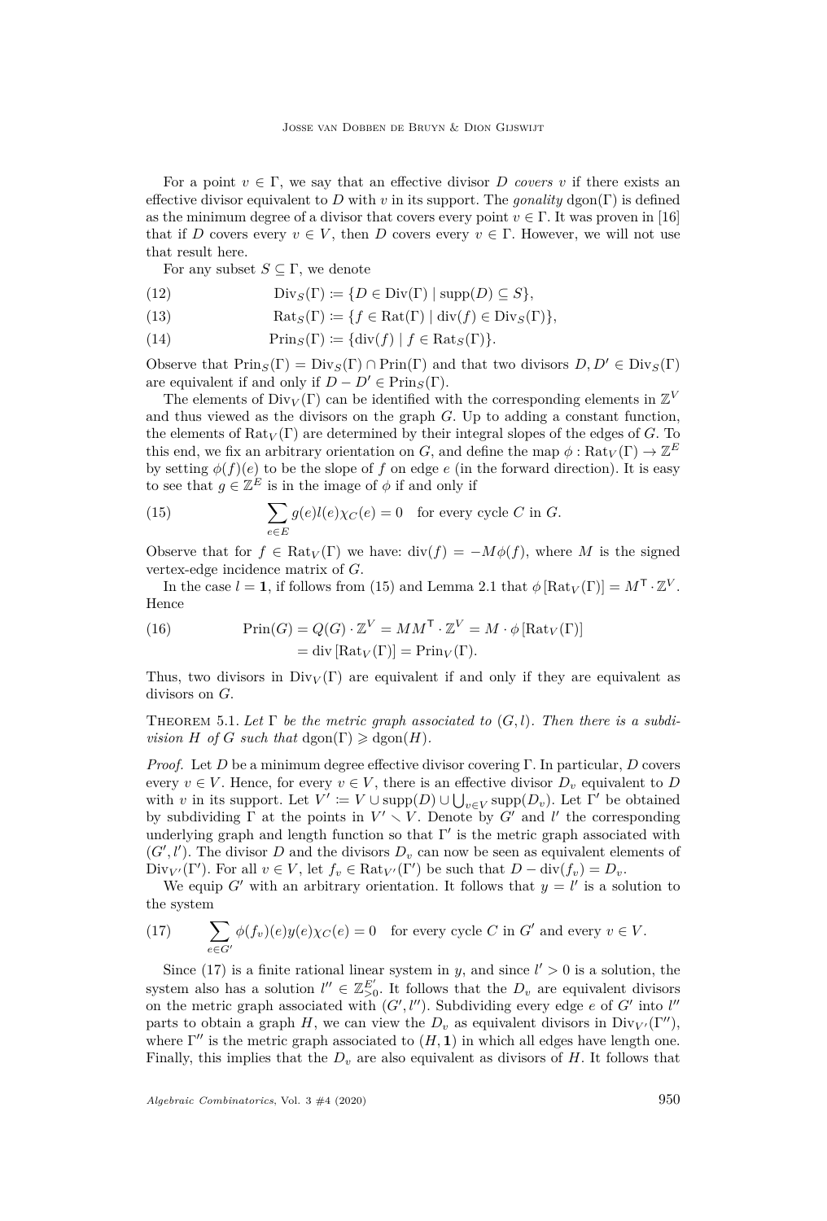For a point $v \in \Gamma$, we say that an effective divisor $D$ *covers* $v$ if there exists an effective divisor equivalent to $D$ with $v$ in its support. The *gonality* $\operatorname{dgon}(\Gamma)$ is defined as the minimum degree of a divisor that covers every point $v \in \Gamma$. It was proven in [16] that if $D$ covers every $v \in V$, then $D$ covers every $v \in \Gamma$. However, we will not use that result here.

For any subset $S \subseteq \Gamma$, we denote

$$\operatorname{Div}_S(\Gamma) \coloneqq \{D \in \operatorname{Div}(\Gamma) \mid \operatorname{supp}(D) \subseteq S\}, \tag{12}$$

$$\operatorname{Rat}_S(\Gamma) \coloneqq \{f \in \operatorname{Rat}(\Gamma) \mid \operatorname{div}(f) \in \operatorname{Div}_S(\Gamma)\}, \tag{13}$$

$$\operatorname{Prin}_S(\Gamma) \coloneqq \{\operatorname{div}(f) \mid f \in \operatorname{Rat}_S(\Gamma)\}. \tag{14}$$

Observe that $\operatorname{Prin}_S(\Gamma) = \operatorname{Div}_S(\Gamma) \cap \operatorname{Prin}(\Gamma)$ and that two divisors $D, D' \in \operatorname{Div}_S(\Gamma)$ are equivalent if and only if $D - D' \in \operatorname{Prin}_S(\Gamma)$.

The elements of $\operatorname{Div}_V(\Gamma)$ can be identified with the corresponding elements in $\mathbb{Z}^V$ and thus viewed as the divisors on the graph $G$. Up to adding a constant function, the elements of $\operatorname{Rat}_V(\Gamma)$ are determined by their integral slopes of the edges of $G$. To this end, we fix an arbitrary orientation on $G$, and define the map $\phi : \operatorname{Rat}_V(\Gamma) \to \mathbb{Z}^E$ by setting $\phi(f)(e)$ to be the slope of $f$ on edge $e$ (in the forward direction). It is easy to see that $g \in \mathbb{Z}^E$ is in the image of $\phi$ if and only if

$$\sum_{e \in E} g(e) l(e) \chi_C(e) = 0 \quad \text{for every cycle } C \text{ in } G. \tag{15}$$

Observe that for $f \in \operatorname{Rat}_V(\Gamma)$ we have: $\operatorname{div}(f) = -M\phi(f)$, where $M$ is the signed vertex-edge incidence matrix of $G$.

In the case $l = \mathbf{1}$, if follows from (15) and Lemma 2.1 that $\phi\left[\operatorname{Rat}_V(\Gamma)\right] = M^{\mathsf{T}} \cdot \mathbb{Z}^V$. Hence

$$\begin{aligned} \operatorname{Prin}(G) = Q(G) \cdot \mathbb{Z}^V = MM^{\mathsf{T}} \cdot \mathbb{Z}^V = M \cdot \phi\left[\operatorname{Rat}_V(\Gamma)\right] \\ = \operatorname{div}\left[\operatorname{Rat}_V(\Gamma)\right] = \operatorname{Prin}_V(\Gamma). \end{aligned} \tag{16}$$

Thus, two divisors in $\operatorname{Div}_V(\Gamma)$ are equivalent if and only if they are equivalent as divisors on $G$.

Theorem 5.1. *Let $\Gamma$ be the metric graph associated to $(G, l)$. Then there is a subdivision $H$ of $G$ such that $\operatorname{dgon}(\Gamma) \geqslant \operatorname{dgon}(H)$.*

*Proof.* Let $D$ be a minimum degree effective divisor covering $\Gamma$. In particular, $D$ covers every $v \in V$. Hence, for every $v \in V$, there is an effective divisor $D_v$ equivalent to $D$ with $v$ in its support. Let $V' \coloneqq V \cup \operatorname{supp}(D) \cup \bigcup_{v \in V} \operatorname{supp}(D_v)$. Let $\Gamma'$ be obtained by subdividing $\Gamma$ at the points in $V' \smallsetminus V$. Denote by $G'$ and $l'$ the corresponding underlying graph and length function so that $\Gamma'$ is the metric graph associated with $(G', l')$. The divisor $D$ and the divisors $D_v$ can now be seen as equivalent elements of $\operatorname{Div}_{V'}(\Gamma')$. For all $v \in V$, let $f_v \in \operatorname{Rat}_{V'}(\Gamma')$ be such that $D - \operatorname{div}(f_v) = D_v$.

We equip $G'$ with an arbitrary orientation. It follows that $y = l'$ is a solution to the system

$$\sum_{e \in G'} \phi(f_v)(e) y(e) \chi_C(e) = 0 \quad \text{for every cycle } C \text{ in } G' \text{ and every } v \in V. \tag{17}$$

Since (17) is a finite rational linear system in $y$, and since $l' > 0$ is a solution, the system also has a solution $l'' \in \mathbb{Z}^{E'}_{>0}$. It follows that the $D_v$ are equivalent divisors on the metric graph associated with $(G', l'')$. Subdividing every edge $e$ of $G'$ into $l''$ parts to obtain a graph $H$, we can view the $D_v$ as equivalent divisors in $\operatorname{Div}_{V'}(\Gamma'')$, where $\Gamma''$ is the metric graph associated to $(H, \mathbf{1})$ in which all edges have length one. Finally, this implies that the $D_v$ are also equivalent as divisors of $H$. It follows that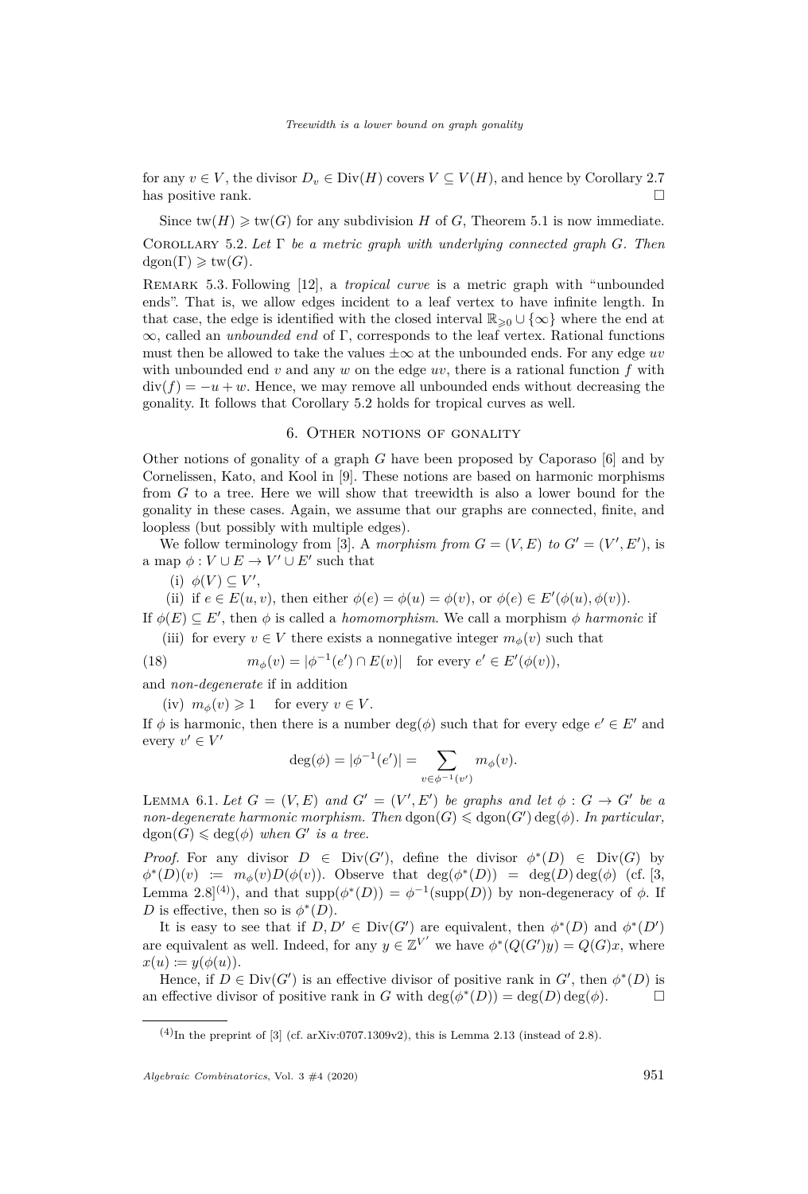for any $v \in V$, the divisor $D_v \in \mathrm{Div}(H)$ covers $V \subseteq V(H)$, and hence by Corollary 2.7 has positive rank. □

Since $\mathrm{tw}(H) \geqslant \mathrm{tw}(G)$ for any subdivision $H$ of $G$, Theorem 5.1 is now immediate.

Corollary 5.2. *Let $\Gamma$ be a metric graph with underlying connected graph $G$. Then $\mathrm{dgon}(\Gamma) \geqslant \mathrm{tw}(G)$.*

Remark 5.3. Following [12], a *tropical curve* is a metric graph with "unbounded ends". That is, we allow edges incident to a leaf vertex to have infinite length. In that case, the edge is identified with the closed interval $\mathbb{R}_{\geqslant 0} \cup \{\infty\}$ where the end at $\infty$, called an *unbounded end* of $\Gamma$, corresponds to the leaf vertex. Rational functions must then be allowed to take the values $\pm\infty$ at the unbounded ends. For any edge $uv$ with unbounded end $v$ and any $w$ on the edge $uv$, there is a rational function $f$ with $\mathrm{div}(f) = -u + w$. Hence, we may remove all unbounded ends without decreasing the gonality. It follows that Corollary 5.2 holds for tropical curves as well.

## 6. Other notions of gonality

Other notions of gonality of a graph $G$ have been proposed by Caporaso [6] and by Cornelissen, Kato, and Kool in [9]. These notions are based on harmonic morphisms from $G$ to a tree. Here we will show that treewidth is also a lower bound for the gonality in these cases. Again, we assume that our graphs are connected, finite, and loopless (but possibly with multiple edges).

We follow terminology from [3]. A *morphism from $G = (V, E)$ to $G' = (V', E')$*, is a map $\phi : V \cup E \to V' \cup E'$ such that

(i) $\phi(V) \subseteq V'$,

(ii) if $e \in E(u, v)$, then either $\phi(e) = \phi(u) = \phi(v)$, or $\phi(e) \in E'(\phi(u), \phi(v))$.

If $\phi(E) \subseteq E'$, then $\phi$ is called a *homomorphism*. We call a morphism $\phi$ *harmonic* if

(iii) for every $v \in V$ there exists a nonnegative integer $m_\phi(v)$ such that

$$m_\phi(v) = |\phi^{-1}(e') \cap E(v)| \quad \text{for every } e' \in E'(\phi(v)), \tag{18}$$

and *non-degenerate* if in addition

(iv) $m_\phi(v) \geqslant 1 \quad$ for every $v \in V$.

If $\phi$ is harmonic, then there is a number $\deg(\phi)$ such that for every edge $e' \in E'$ and every $v' \in V'$

$$\deg(\phi) = |\phi^{-1}(e')| = \sum_{v \in \phi^{-1}(v')} m_\phi(v).$$

Lemma 6.1. *Let $G = (V, E)$ and $G' = (V', E')$ be graphs and let $\phi : G \to G'$ be a non-degenerate harmonic morphism. Then $\mathrm{dgon}(G) \leqslant \mathrm{dgon}(G') \deg(\phi)$. In particular, $\mathrm{dgon}(G) \leqslant \deg(\phi)$ when $G'$ is a tree.*

*Proof.* For any divisor $D \in \mathrm{Div}(G')$, define the divisor $\phi^*(D) \in \mathrm{Div}(G)$ by $\phi^*(D)(v) := m_\phi(v) D(\phi(v))$. Observe that $\deg(\phi^*(D)) = \deg(D)\deg(\phi)$ (cf. [3, Lemma 2.8][4]), and that $\mathrm{supp}(\phi^*(D)) = \phi^{-1}(\mathrm{supp}(D))$ by non-degeneracy of $\phi$. If $D$ is effective, then so is $\phi^*(D)$.

It is easy to see that if $D, D' \in \mathrm{Div}(G')$ are equivalent, then $\phi^*(D)$ and $\phi^*(D')$ are equivalent as well. Indeed, for any $y \in \mathbb{Z}^{V'}$ we have $\phi^*(Q(G')y) = Q(G)x$, where $x(u) := y(\phi(u))$.

Hence, if $D \in \mathrm{Div}(G')$ is an effective divisor of positive rank in $G'$, then $\phi^*(D)$ is an effective divisor of positive rank in $G$ with $\deg(\phi^*(D)) = \deg(D)\deg(\phi)$. □

---

[4] In the preprint of [3] (cf. arXiv:0707.1309v2), this is Lemma 2.13 (instead of 2.8).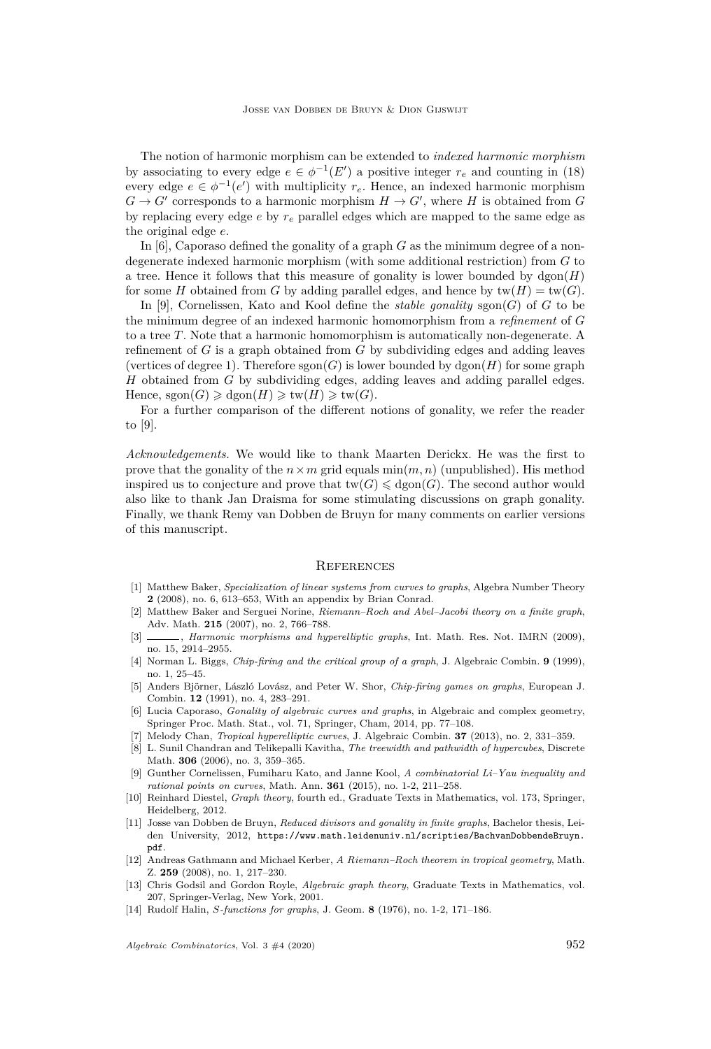The notion of harmonic morphism can be extended to *indexed harmonic morphism* by associating to every edge $e \in \phi^{-1}(E')$ a positive integer $r_e$ and counting in (18) every edge $e \in \phi^{-1}(e')$ with multiplicity $r_e$. Hence, an indexed harmonic morphism $G \to G'$ corresponds to a harmonic morphism $H \to G'$, where $H$ is obtained from $G$ by replacing every edge $e$ by $r_e$ parallel edges which are mapped to the same edge as the original edge $e$.

In [6], Caporaso defined the gonality of a graph $G$ as the minimum degree of a non-degenerate indexed harmonic morphism (with some additional restriction) from $G$ to a tree. Hence it follows that this measure of gonality is lower bounded by $\operatorname{dgon}(H)$ for some $H$ obtained from $G$ by adding parallel edges, and hence by $\operatorname{tw}(H) = \operatorname{tw}(G)$.

In [9], Cornelissen, Kato and Kool define the *stable gonality* $\operatorname{sgon}(G)$ of $G$ to be the minimum degree of an indexed harmonic homomorphism from a *refinement* of $G$ to a tree $T$. Note that a harmonic homomorphism is automatically non-degenerate. A refinement of $G$ is a graph obtained from $G$ by subdividing edges and adding leaves (vertices of degree 1). Therefore $\operatorname{sgon}(G)$ is lower bounded by $\operatorname{dgon}(H)$ for some graph $H$ obtained from $G$ by subdividing edges, adding leaves and adding parallel edges. Hence, $\operatorname{sgon}(G) \geqslant \operatorname{dgon}(H) \geqslant \operatorname{tw}(H) \geqslant \operatorname{tw}(G)$.

For a further comparison of the different notions of gonality, we refer the reader to [9].

*Acknowledgements.* We would like to thank Maarten Derickx. He was the first to prove that the gonality of the $n \times m$ grid equals $\min(m, n)$ (unpublished). His method inspired us to conjecture and prove that $\operatorname{tw}(G) \leqslant \operatorname{dgon}(G)$. The second author would also like to thank Jan Draisma for some stimulating discussions on graph gonality. Finally, we thank Remy van Dobben de Bruyn for many comments on earlier versions of this manuscript.

## References

[1] Matthew Baker, *Specialization of linear systems from curves to graphs*, Algebra Number Theory **2** (2008), no. 6, 613–653, With an appendix by Brian Conrad.

[2] Matthew Baker and Serguei Norine, *Riemann–Roch and Abel–Jacobi theory on a finite graph*, Adv. Math. **215** (2007), no. 2, 766–788.

[3] ———, *Harmonic morphisms and hyperelliptic graphs*, Int. Math. Res. Not. IMRN (2009), no. 15, 2914–2955.

[4] Norman L. Biggs, *Chip-firing and the critical group of a graph*, J. Algebraic Combin. **9** (1999), no. 1, 25–45.

[5] Anders Björner, László Lovász, and Peter W. Shor, *Chip-firing games on graphs*, European J. Combin. **12** (1991), no. 4, 283–291.

[6] Lucia Caporaso, *Gonality of algebraic curves and graphs*, in Algebraic and complex geometry, Springer Proc. Math. Stat., vol. 71, Springer, Cham, 2014, pp. 77–108.

[7] Melody Chan, *Tropical hyperelliptic curves*, J. Algebraic Combin. **37** (2013), no. 2, 331–359.

[8] L. Sunil Chandran and Telikepalli Kavitha, *The treewidth and pathwidth of hypercubes*, Discrete Math. **306** (2006), no. 3, 359–365.

[9] Gunther Cornelissen, Fumiharu Kato, and Janne Kool, *A combinatorial Li–Yau inequality and rational points on curves*, Math. Ann. **361** (2015), no. 1-2, 211–258.

[10] Reinhard Diestel, *Graph theory*, fourth ed., Graduate Texts in Mathematics, vol. 173, Springer, Heidelberg, 2012.

[11] Josse van Dobben de Bruyn, *Reduced divisors and gonality in finite graphs*, Bachelor thesis, Leiden University, 2012, https://www.math.leidenuniv.nl/scripties/BachvanDobbendeBruyn.pdf.

[12] Andreas Gathmann and Michael Kerber, *A Riemann–Roch theorem in tropical geometry*, Math. Z. **259** (2008), no. 1, 217–230.

[13] Chris Godsil and Gordon Royle, *Algebraic graph theory*, Graduate Texts in Mathematics, vol. 207, Springer-Verlag, New York, 2001.

[14] Rudolf Halin, *S-functions for graphs*, J. Geom. **8** (1976), no. 1-2, 171–186.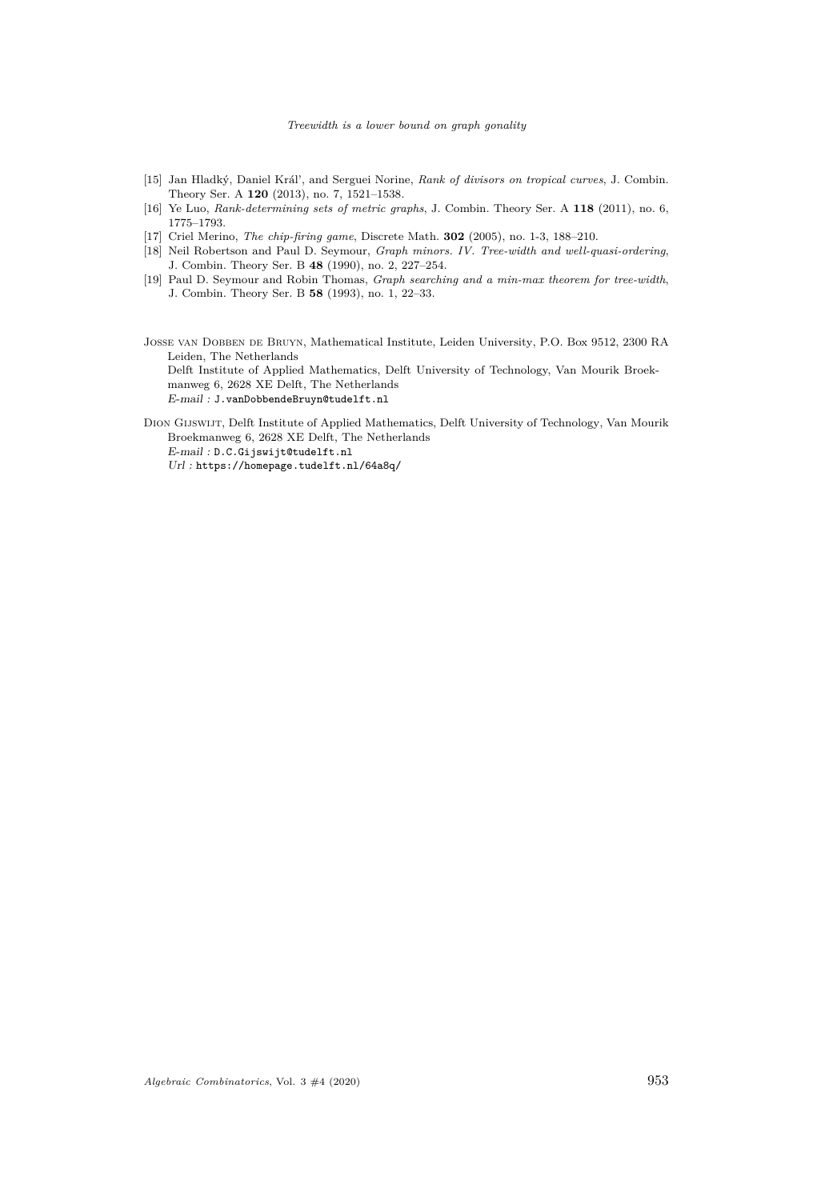[15] Jan Hladký, Daniel Kráľ, and Serguei Norine, *Rank of divisors on tropical curves*, J. Combin. Theory Ser. A **120** (2013), no. 7, 1521–1538.

[16] Ye Luo, *Rank-determining sets of metric graphs*, J. Combin. Theory Ser. A **118** (2011), no. 6, 1775–1793.

[17] Criel Merino, *The chip-firing game*, Discrete Math. **302** (2005), no. 1-3, 188–210.

[18] Neil Robertson and Paul D. Seymour, *Graph minors. IV. Tree-width and well-quasi-ordering*, J. Combin. Theory Ser. B **48** (1990), no. 2, 227–254.

[19] Paul D. Seymour and Robin Thomas, *Graph searching and a min-max theorem for tree-width*, J. Combin. Theory Ser. B **58** (1993), no. 1, 22–33.

Josse van Dobben de Bruyn, Mathematical Institute, Leiden University, P.O. Box 9512, 2300 RA Leiden, The Netherlands
Delft Institute of Applied Mathematics, Delft University of Technology, Van Mourik Broekmanweg 6, 2628 XE Delft, The Netherlands
*E-mail :* J.vanDobbendeBruyn@tudelft.nl

Dion Gijswijt, Delft Institute of Applied Mathematics, Delft University of Technology, Van Mourik Broekmanweg 6, 2628 XE Delft, The Netherlands
*E-mail :* D.C.Gijswijt@tudelft.nl
*Url :* https://homepage.tudelft.nl/64a8q/